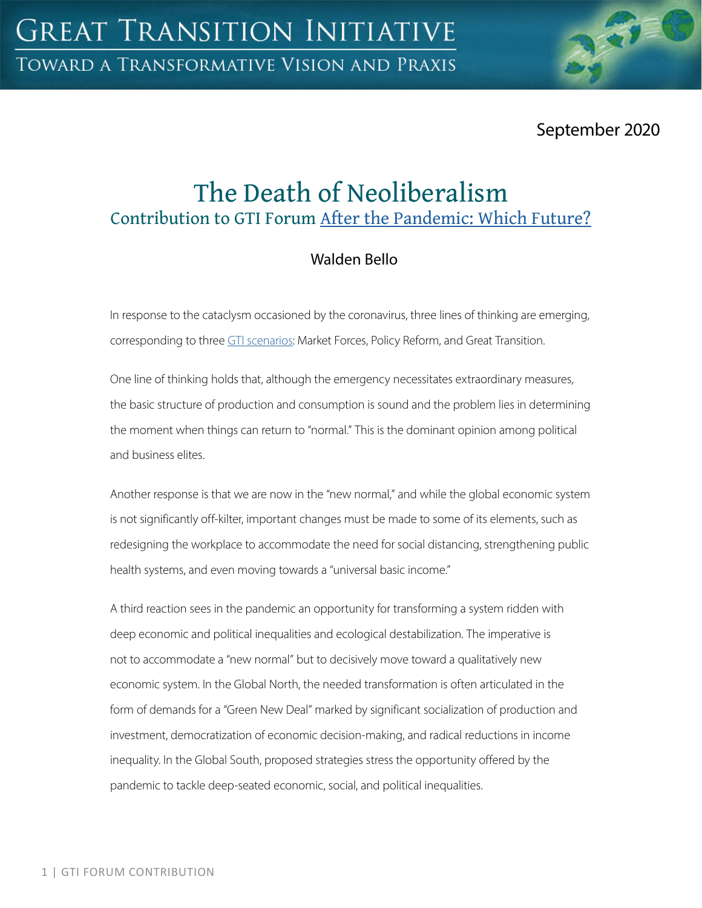# The Death of Neoliberalism

## Contribution to GTI Forum After the Pandemic: Which Future?

Walden Bello

September 2020

In response to the cataclysm occasioned by the coronavirus, three lines of thinking are emerging, corresponding to three GTI scenarios: Market Forces, Policy Reform, and Great Transition.

One line of thinking holds that, although the emergency necessitates extraordinary measures, the basic structure of production and consumption is sound and the problem lies in determining the moment when things can return to "normal." This is the dominant opinion among political and business elites.

Another response is that we are now in the "new normal," and while the global economic system is not significantly off-kilter, important changes must be made to some of its elements, such as redesigning the workplace to accommodate the need for social distancing, strengthening public health systems, and even moving towards a "universal basic income."

A third reaction sees in the pandemic an opportunity for transforming a system ridden with deep economic and political inequalities and ecological destabilization. The imperative is not to accommodate a "new normal" but to decisively move toward a qualitatively new economic system. In the Global North, the needed transformation is often articulated in the form of demands for a "Green New Deal" marked by significant socialization of production and investment, democratization of economic decision-making, and radical reductions in income inequality. In the Global South, proposed strategies stress the opportunity offered by the pandemic to tackle deep-seated economic, social, and political inequalities.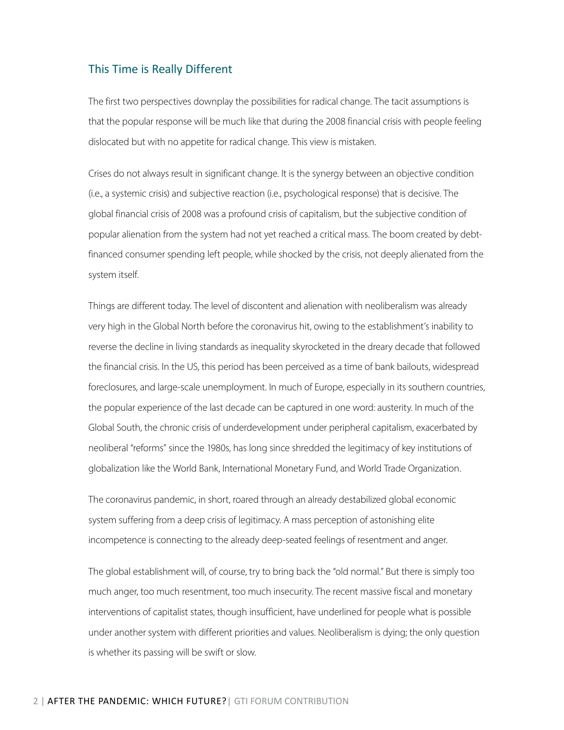## This Time is Really Different

The first two perspectives downplay the possibilities for radical change. The tacit assumptions is that the popular response will be much like that during the 2008 financial crisis with people feeling dislocated but with no appetite for radical change. This view is mistaken.

Crises do not always result in significant change. It is the synergy between an objective condition (i.e., a systemic crisis) and subjective reaction (i.e., psychological response) that is decisive. The global financial crisis of 2008 was a profound crisis of capitalism, but the subjective condition of popular alienation from the system had not yet reached a critical mass. The boom created by debt-financed consumer spending left people, while shocked by the crisis, not deeply alienated from the system itself.

Things are different today. The level of discontent and alienation with neoliberalism was already very high in the Global North before the coronavirus hit, owing to the establishment's inability to reverse the decline in living standards as inequality skyrocketed in the dreary decade that followed the financial crisis. In the US, this period has been perceived as a time of bank bailouts, widespread foreclosures, and large-scale unemployment. In much of Europe, especially in its southern countries, the popular experience of the last decade can be captured in one word: austerity. In much of the Global South, the chronic crisis of underdevelopment under peripheral capitalism, exacerbated by neoliberal "reforms" since the 1980s, has long since shredded the legitimacy of key institutions of globalization like the World Bank, International Monetary Fund, and World Trade Organization.

The coronavirus pandemic, in short, roared through an already destabilized global economic system suffering from a deep crisis of legitimacy. A mass perception of astonishing elite incompetence is connecting to the already deep-seated feelings of resentment and anger.

The global establishment will, of course, try to bring back the "old normal." But there is simply too much anger, too much resentment, too much insecurity. The recent massive fiscal and monetary interventions of capitalist states, though insufficient, have underlined for people what is possible under another system with different priorities and values. Neoliberalism is dying; the only question is whether its passing will be swift or slow.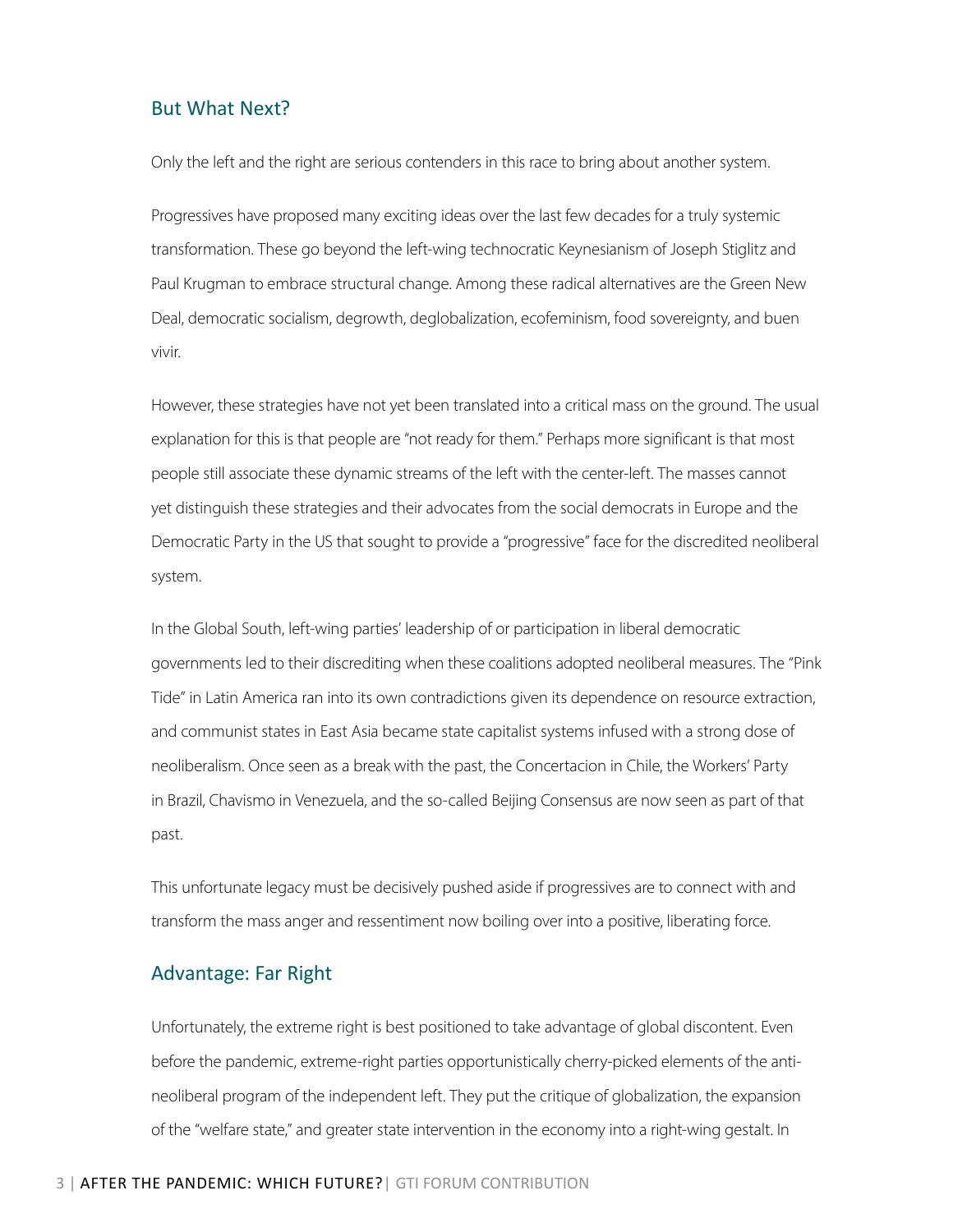## But What Next?

Only the left and the right are serious contenders in this race to bring about another system.

Progressives have proposed many exciting ideas over the last few decades for a truly systemic transformation. These go beyond the left-wing technocratic Keynesianism of Joseph Stiglitz and Paul Krugman to embrace structural change. Among these radical alternatives are the Green New Deal, democratic socialism, degrowth, deglobalization, ecofeminism, food sovereignty, and buen vivir.

However, these strategies have not yet been translated into a critical mass on the ground. The usual explanation for this is that people are "not ready for them." Perhaps more significant is that most people still associate these dynamic streams of the left with the center-left. The masses cannot yet distinguish these strategies and their advocates from the social democrats in Europe and the Democratic Party in the US that sought to provide a "progressive" face for the discredited neoliberal system.

In the Global South, left-wing parties' leadership of or participation in liberal democratic governments led to their discrediting when these coalitions adopted neoliberal measures. The "Pink Tide" in Latin America ran into its own contradictions given its dependence on resource extraction, and communist states in East Asia became state capitalist systems infused with a strong dose of neoliberalism. Once seen as a break with the past, the Concertacion in Chile, the Workers' Party in Brazil, Chavismo in Venezuela, and the so-called Beijing Consensus are now seen as part of that past.

This unfortunate legacy must be decisively pushed aside if progressives are to connect with and transform the mass anger and ressentiment now boiling over into a positive, liberating force.

## Advantage: Far Right

Unfortunately, the extreme right is best positioned to take advantage of global discontent. Even before the pandemic, extreme-right parties opportunistically cherry-picked elements of the anti-neoliberal program of the independent left. They put the critique of globalization, the expansion of the "welfare state," and greater state intervention in the economy into a right-wing gestalt. In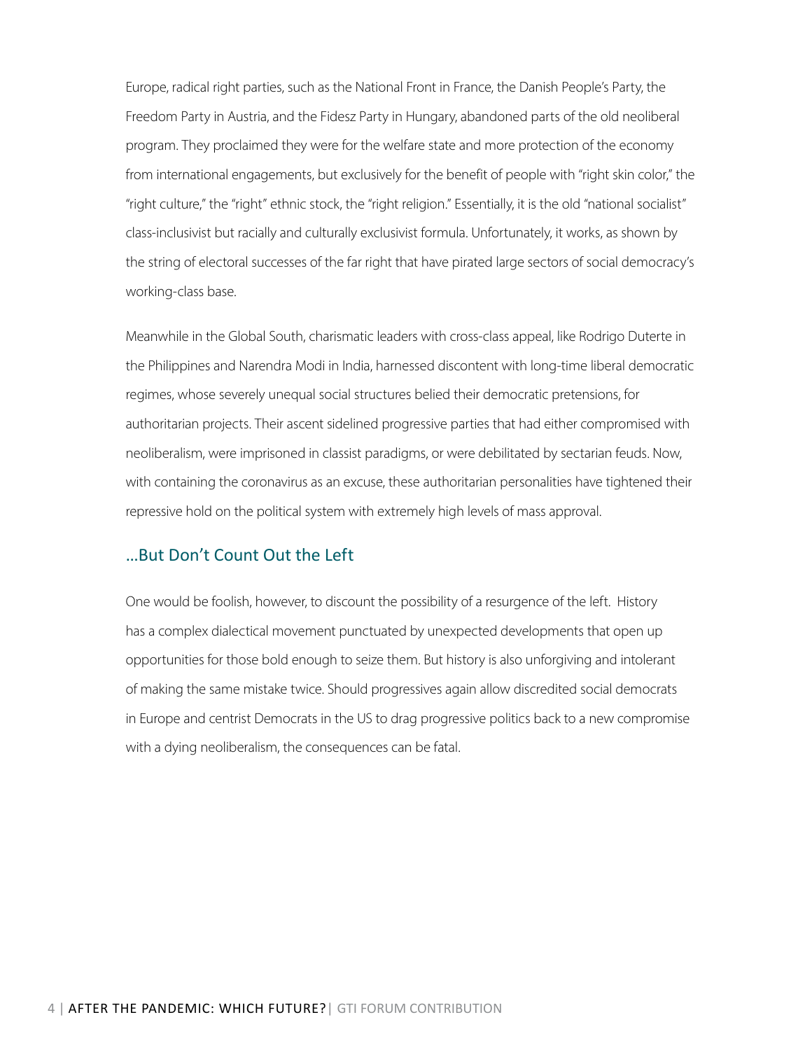Europe, radical right parties, such as the National Front in France, the Danish People's Party, the Freedom Party in Austria, and the Fidesz Party in Hungary, abandoned parts of the old neoliberal program. They proclaimed they were for the welfare state and more protection of the economy from international engagements, but exclusively for the benefit of people with "right skin color," the "right culture," the "right" ethnic stock, the "right religion." Essentially, it is the old "national socialist" class-inclusivist but racially and culturally exclusivist formula. Unfortunately, it works, as shown by the string of electoral successes of the far right that have pirated large sectors of social democracy's working-class base.

Meanwhile in the Global South, charismatic leaders with cross-class appeal, like Rodrigo Duterte in the Philippines and Narendra Modi in India, harnessed discontent with long-time liberal democratic regimes, whose severely unequal social structures belied their democratic pretensions, for authoritarian projects. Their ascent sidelined progressive parties that had either compromised with neoliberalism, were imprisoned in classist paradigms, or were debilitated by sectarian feuds. Now, with containing the coronavirus as an excuse, these authoritarian personalities have tightened their repressive hold on the political system with extremely high levels of mass approval.

## ...But Don't Count Out the Left

One would be foolish, however, to discount the possibility of a resurgence of the left. History has a complex dialectical movement punctuated by unexpected developments that open up opportunities for those bold enough to seize them. But history is also unforgiving and intolerant of making the same mistake twice. Should progressives again allow discredited social democrats in Europe and centrist Democrats in the US to drag progressive politics back to a new compromise with a dying neoliberalism, the consequences can be fatal.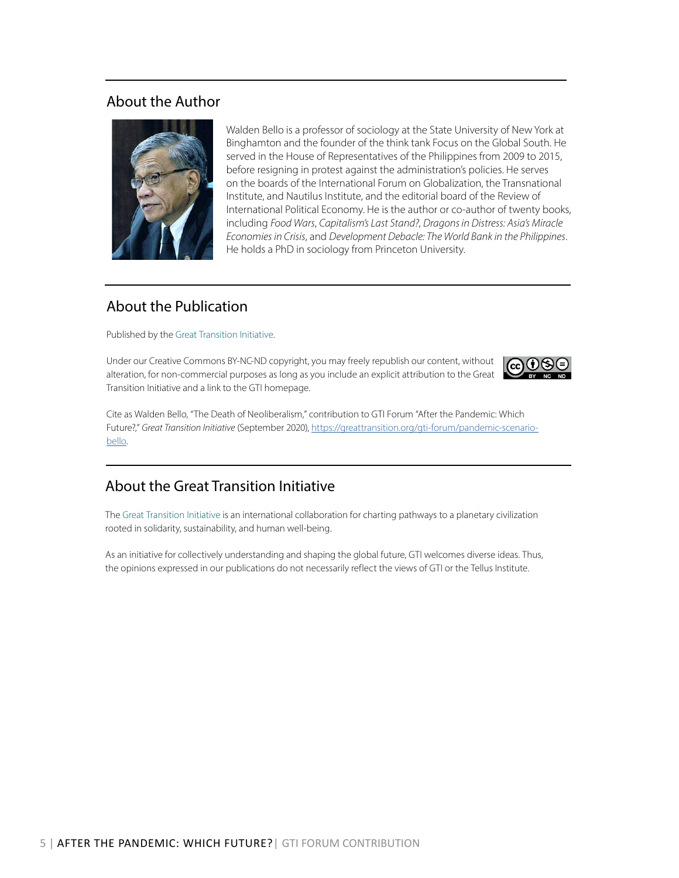## About the Author

Walden Bello is a professor of sociology at the State University of New York at Binghamton and the founder of the think tank Focus on the Global South. He served in the House of Representatives of the Philippines from 2009 to 2015, before resigning in protest against the administration's policies. He serves on the boards of the International Forum on Globalization, the Transnational Institute, and Nautilus Institute, and the editorial board of the Review of International Political Economy. He is the author or co-author of twenty books, including *Food Wars*, *Capitalism's Last Stand?*, *Dragons in Distress: Asia's Miracle Economies in Crisis*, and *Development Debacle: The World Bank in the Philippines*. He holds a PhD in sociology from Princeton University.

## About the Publication

Published by the Great Transition Initiative.

Under our Creative Commons BY-NC-ND copyright, you may freely republish our content, without alteration, for non-commercial purposes as long as you include an explicit attribution to the Great Transition Initiative and a link to the GTI homepage.

Cite as Walden Bello, "The Death of Neoliberalism," contribution to GTI Forum "After the Pandemic: Which Future?," *Great Transition Initiative* (September 2020), https://greattransition.org/gti-forum/pandemic-scenario-bello.

## About the Great Transition Initiative

The Great Transition Initiative is an international collaboration for charting pathways to a planetary civilization rooted in solidarity, sustainability, and human well-being.

As an initiative for collectively understanding and shaping the global future, GTI welcomes diverse ideas. Thus, the opinions expressed in our publications do not necessarily reflect the views of GTI or the Tellus Institute.